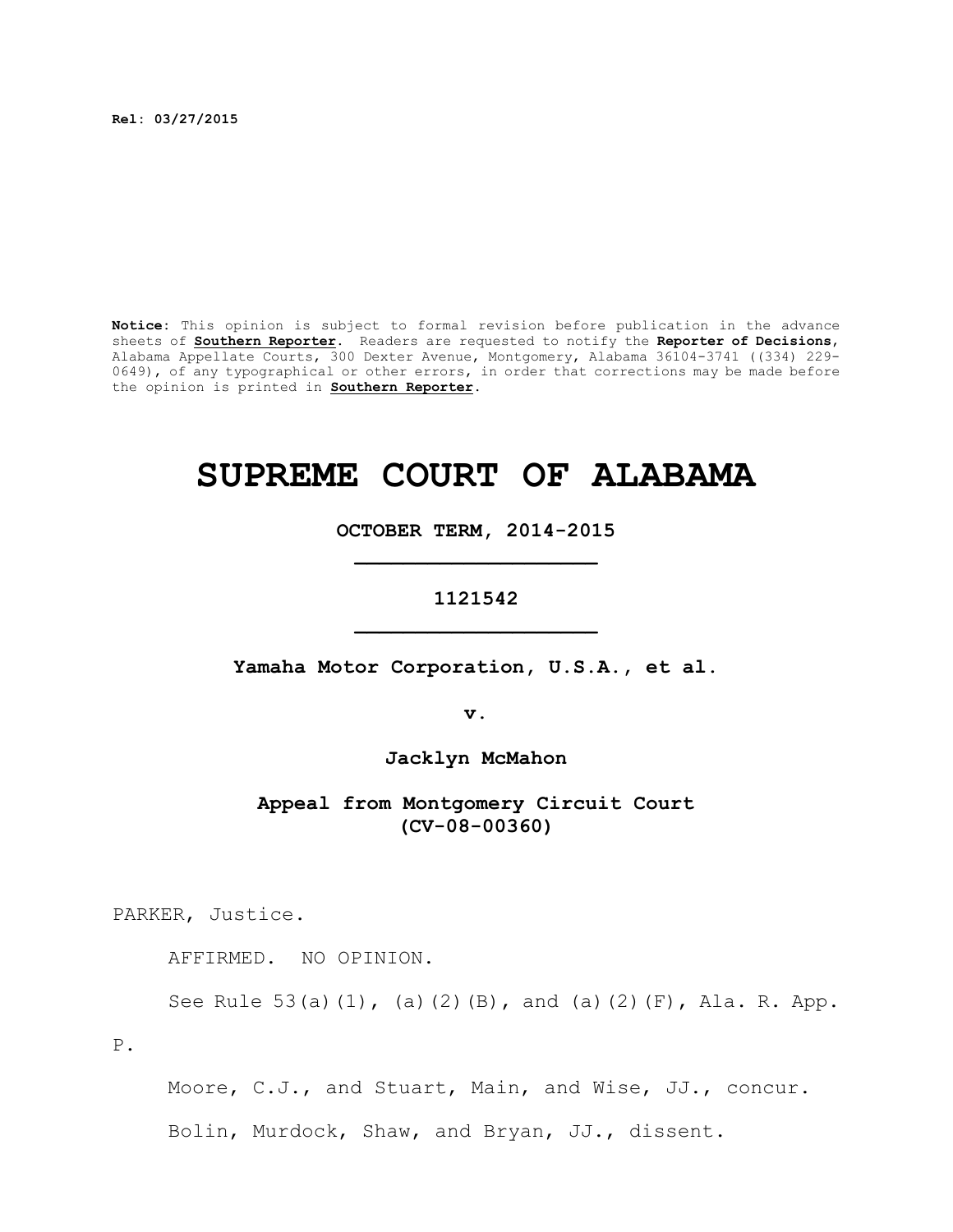**Rel: 03/27/2015**

**Notice**: This opinion is subject to formal revision before publication in the advance sheets of **Southern Reporter**. Readers are requested to notify the **Reporter of Decisions**, Alabama Appellate Courts, 300 Dexter Avenue, Montgomery, Alabama 36104-3741 ((334) 229-0649), of any typographical or other errors, in order that corrections may be made before the opinion is printed in **Southern Reporter**.

# SUPREME COURT OF ALABAMA

**OCTOBER TERM, 2014-2015**

**1121542**

**Yamaha Motor Corporation, U.S.A., et al.**

**v.**

**Jacklyn McMahon**

**Appeal from Montgomery Circuit Court (CV-08-00360)**

PARKER, Justice.

AFFIRMED. NO OPINION.

See Rule 53(a)(1), (a)(2)(B), and (a)(2)(F), Ala. R. App. P.

Moore, C.J., and Stuart, Main, and Wise, JJ., concur.

Bolin, Murdock, Shaw, and Bryan, JJ., dissent.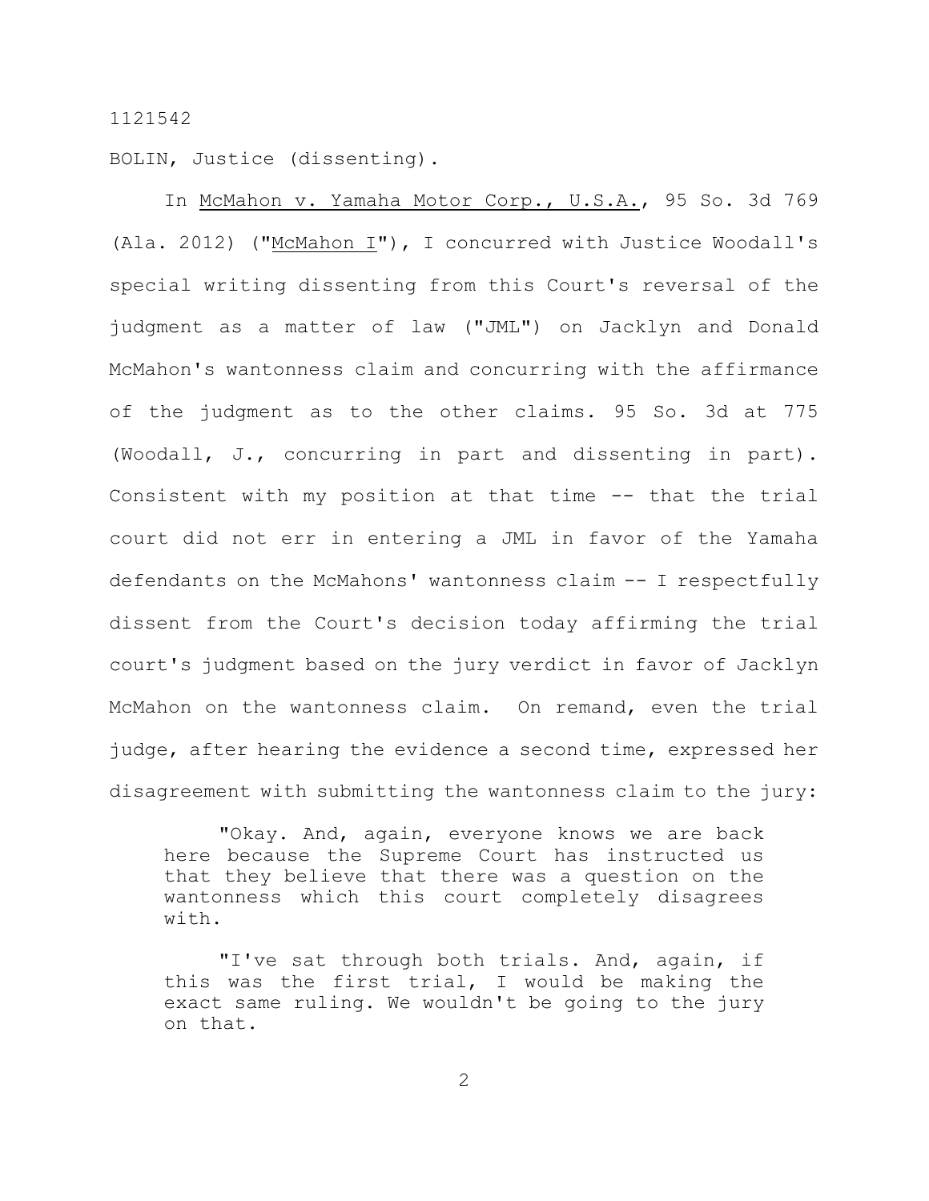BOLIN, Justice (dissenting).

In McMahon v. Yamaha Motor Corp., U.S.A., 95 So. 3d 769 (Ala. 2012) ("McMahon I"), I concurred with Justice Woodall's special writing dissenting from this Court's reversal of the judgment as a matter of law ("JML") on Jacklyn and Donald McMahon's wantonness claim and concurring with the affirmance of the judgment as to the other claims. 95 So. 3d at 775 (Woodall, J., concurring in part and dissenting in part). Consistent with my position at that time -- that the trial court did not err in entering a JML in favor of the Yamaha defendants on the McMahons' wantonness claim -- I respectfully dissent from the Court's decision today affirming the trial court's judgment based on the jury verdict in favor of Jacklyn McMahon on the wantonness claim. On remand, even the trial judge, after hearing the evidence a second time, expressed her disagreement with submitting the wantonness claim to the jury:

> "Okay. And, again, everyone knows we are back here because the Supreme Court has instructed us that they believe that there was a question on the wantonness which this court completely disagrees with.
>
> "I've sat through both trials. And, again, if this was the first trial, I would be making the exact same ruling. We wouldn't be going to the jury on that.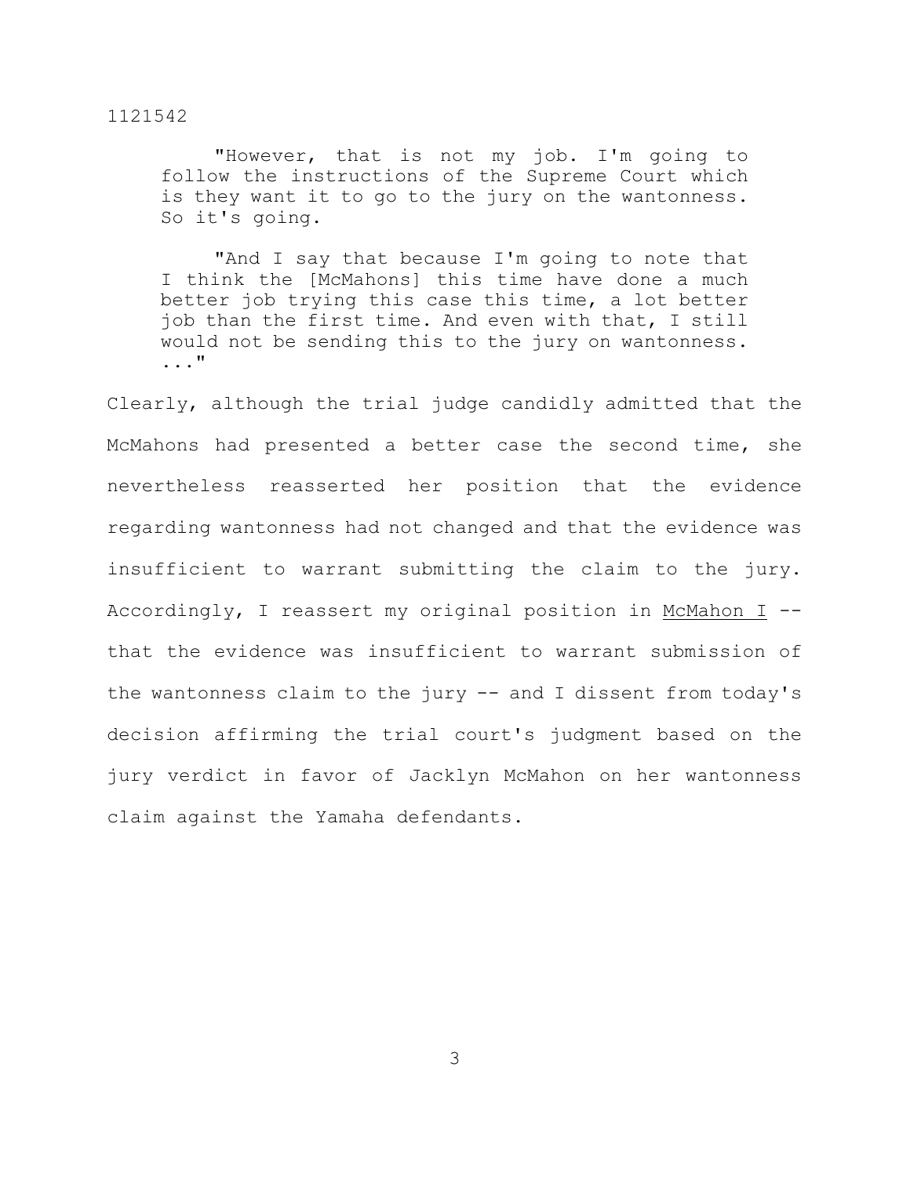> "However, that is not my job. I'm going to follow the instructions of the Supreme Court which is they want it to go to the jury on the wantonness. So it's going.
>
> "And I say that because I'm going to note that I think the [McMahons] this time have done a much better job trying this case this time, a lot better job than the first time. And even with that, I still would not be sending this to the jury on wantonness. ..."

Clearly, although the trial judge candidly admitted that the McMahons had presented a better case the second time, she nevertheless reasserted her position that the evidence regarding wantonness had not changed and that the evidence was insufficient to warrant submitting the claim to the jury. Accordingly, I reassert my original position in McMahon I -- that the evidence was insufficient to warrant submission of the wantonness claim to the jury -- and I dissent from today's decision affirming the trial court's judgment based on the jury verdict in favor of Jacklyn McMahon on her wantonness claim against the Yamaha defendants.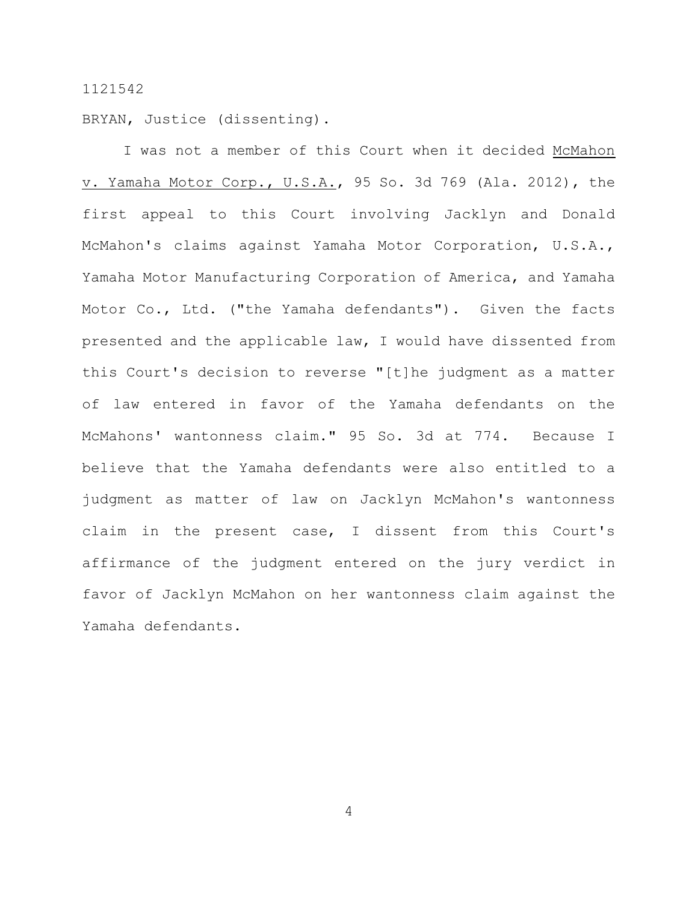1121542

BRYAN, Justice (dissenting).

I was not a member of this Court when it decided McMahon v. Yamaha Motor Corp., U.S.A., 95 So. 3d 769 (Ala. 2012), the first appeal to this Court involving Jacklyn and Donald McMahon's claims against Yamaha Motor Corporation, U.S.A., Yamaha Motor Manufacturing Corporation of America, and Yamaha Motor Co., Ltd. ("the Yamaha defendants"). Given the facts presented and the applicable law, I would have dissented from this Court's decision to reverse "[t]he judgment as a matter of law entered in favor of the Yamaha defendants on the McMahons' wantonness claim." 95 So. 3d at 774. Because I believe that the Yamaha defendants were also entitled to a judgment as matter of law on Jacklyn McMahon's wantonness claim in the present case, I dissent from this Court's affirmance of the judgment entered on the jury verdict in favor of Jacklyn McMahon on her wantonness claim against the Yamaha defendants.